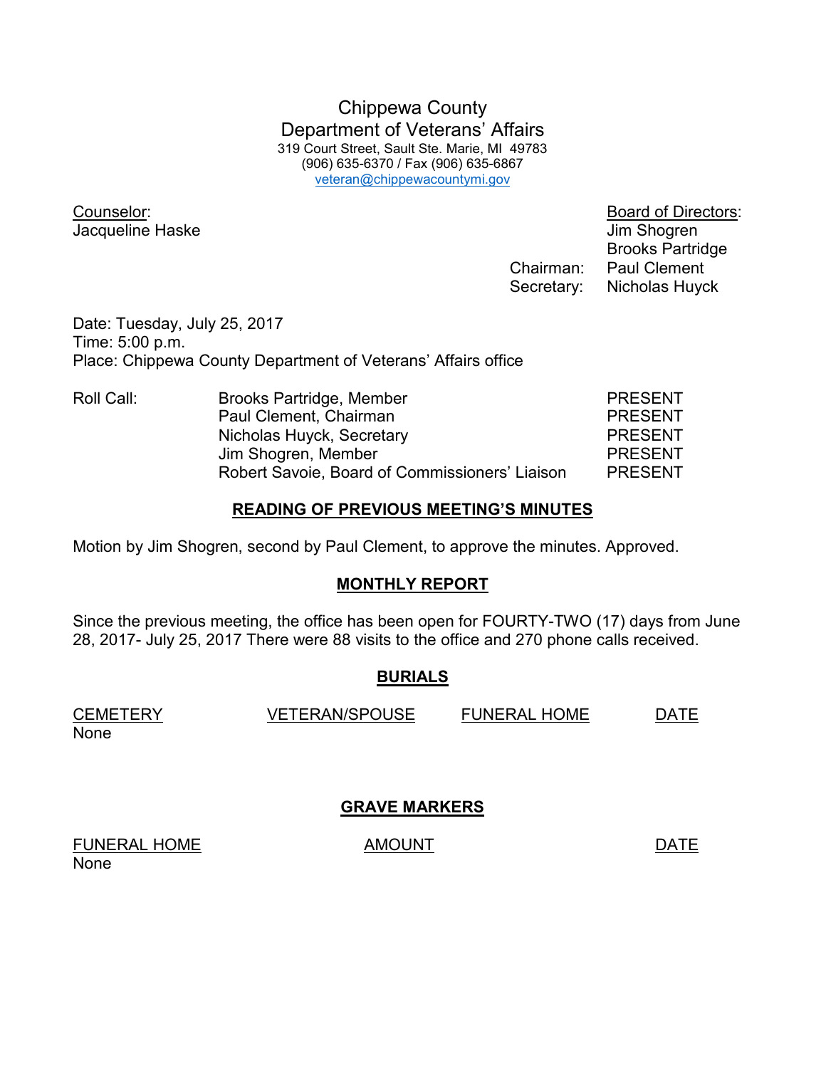# Chippewa County
## Department of Veterans' Affairs

319 Court Street, Sault Ste. Marie, MI 49783
(906) 635-6370 / Fax (906) 635-6867
veteran@chippewacountymi.gov

Counselor:
Jacqueline Haske

Board of Directors:
Jim Shogren
Brooks Partridge
Chairman: Paul Clement
Secretary: Nicholas Huyck

Date: Tuesday, July 25, 2017
Time: 5:00 p.m.
Place: Chippewa County Department of Veterans' Affairs office

| Roll Call: | | |
|---|---|---|
| | Brooks Partridge, Member | PRESENT |
| | Paul Clement, Chairman | PRESENT |
| | Nicholas Huyck, Secretary | PRESENT |
| | Jim Shogren, Member | PRESENT |
| | Robert Savoie, Board of Commissioners' Liaison | PRESENT |

### READING OF PREVIOUS MEETING'S MINUTES

Motion by Jim Shogren, second by Paul Clement, to approve the minutes. Approved.

### MONTHLY REPORT

Since the previous meeting, the office has been open for FOURTY-TWO (17) days from June 28, 2017- July 25, 2017 There were 88 visits to the office and 270 phone calls received.

### BURIALS

| CEMETERY | VETERAN/SPOUSE | FUNERAL HOME | DATE |
|---|---|---|---|
| None | | | |

### GRAVE MARKERS

| FUNERAL HOME | AMOUNT | DATE |
|---|---|---|
| None | | |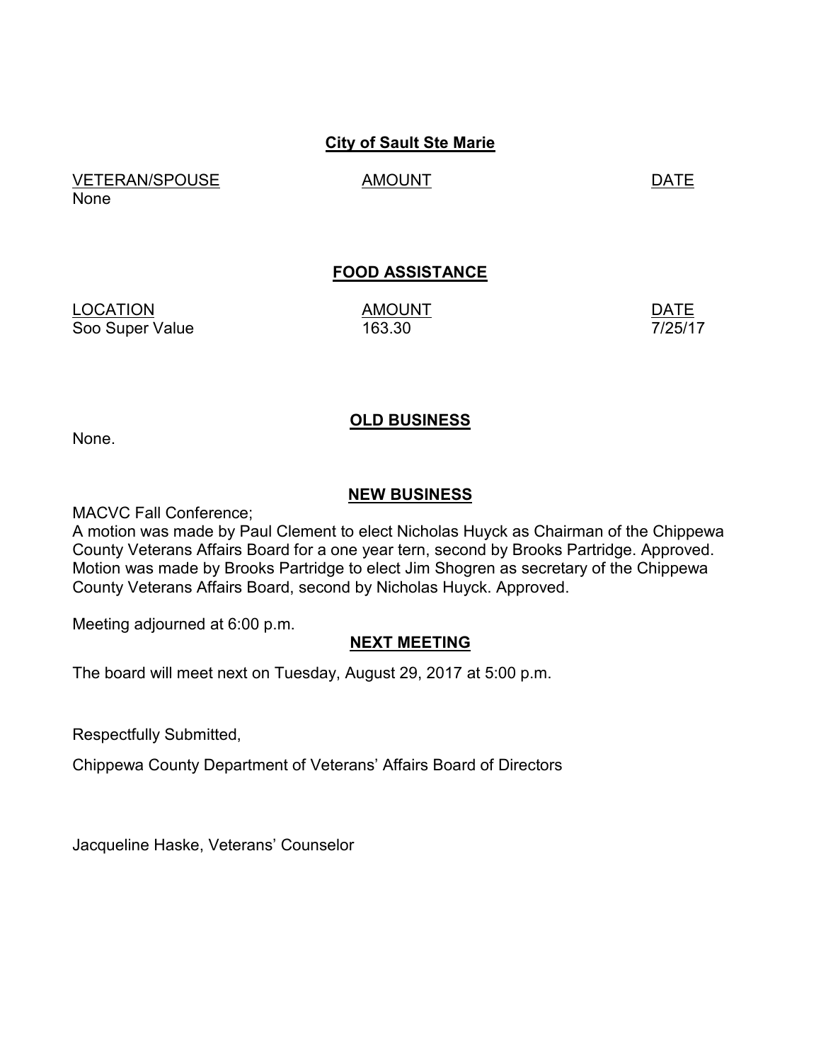## City of Sault Ste Marie

| VETERAN/SPOUSE | AMOUNT | DATE |
|---|---|---|
| None | | |

## FOOD ASSISTANCE

| LOCATION | AMOUNT | DATE |
|---|---|---|
| Soo Super Value | 163.30 | 7/25/17 |

## OLD BUSINESS

None.

## NEW BUSINESS

MACVC Fall Conference;
A motion was made by Paul Clement to elect Nicholas Huyck as Chairman of the Chippewa County Veterans Affairs Board for a one year tern, second by Brooks Partridge. Approved. Motion was made by Brooks Partridge to elect Jim Shogren as secretary of the Chippewa County Veterans Affairs Board, second by Nicholas Huyck. Approved.

Meeting adjourned at 6:00 p.m.

## NEXT MEETING

The board will meet next on Tuesday, August 29, 2017 at 5:00 p.m.

Respectfully Submitted,

Chippewa County Department of Veterans' Affairs Board of Directors

Jacqueline Haske, Veterans' Counselor